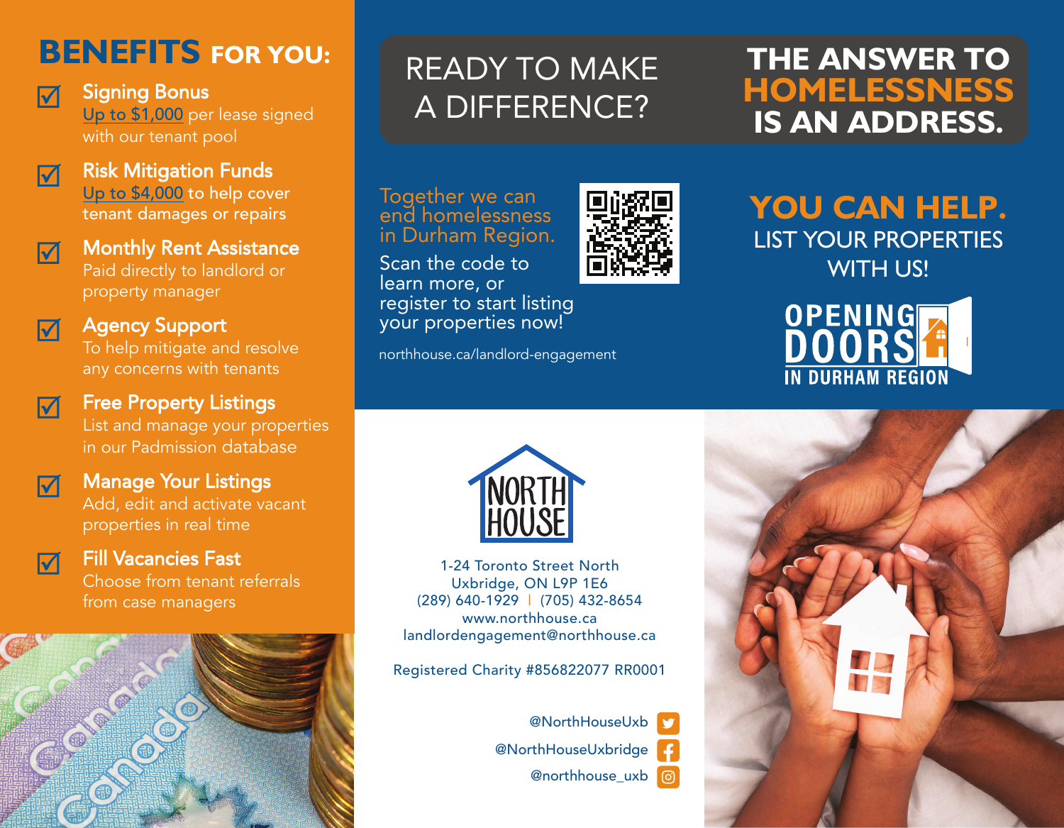## BENEFITS FOR YOU:

- **Signing Bonus**
  Up to $1,000 per lease signed with our tenant pool
- **Risk Mitigation Funds**
  Up to $4,000 to help cover tenant damages or repairs
- **Monthly Rent Assistance**
  Paid directly to landlord or property manager
- **Agency Support**
  To help mitigate and resolve any concerns with tenants
- **Free Property Listings**
  List and manage your properties in our Padmission database
- **Manage Your Listings**
  Add, edit and activate vacant properties in real time
- **Fill Vacancies Fast**
  Choose from tenant referrals from case managers

# READY TO MAKE A DIFFERENCE?

# THE ANSWER TO HOMELESSNESS IS AN ADDRESS.

Together we can end homelessness in Durham Region.

Scan the code to learn more, or register to start listing your properties now!

northhouse.ca/landlord-engagement

## YOU CAN HELP.

LIST YOUR PROPERTIES WITH US!

OPENING DOORS IN DURHAM REGION

NORTH HOUSE

1-24 Toronto Street North
Uxbridge, ON L9P 1E6
(289) 640-1929 | (705) 432-8654
www.northhouse.ca
landlordengagement@northhouse.ca

Registered Charity #856822077 RR0001

@NorthHouseUxb
@NorthHouseUxbridge
@northhouse_uxb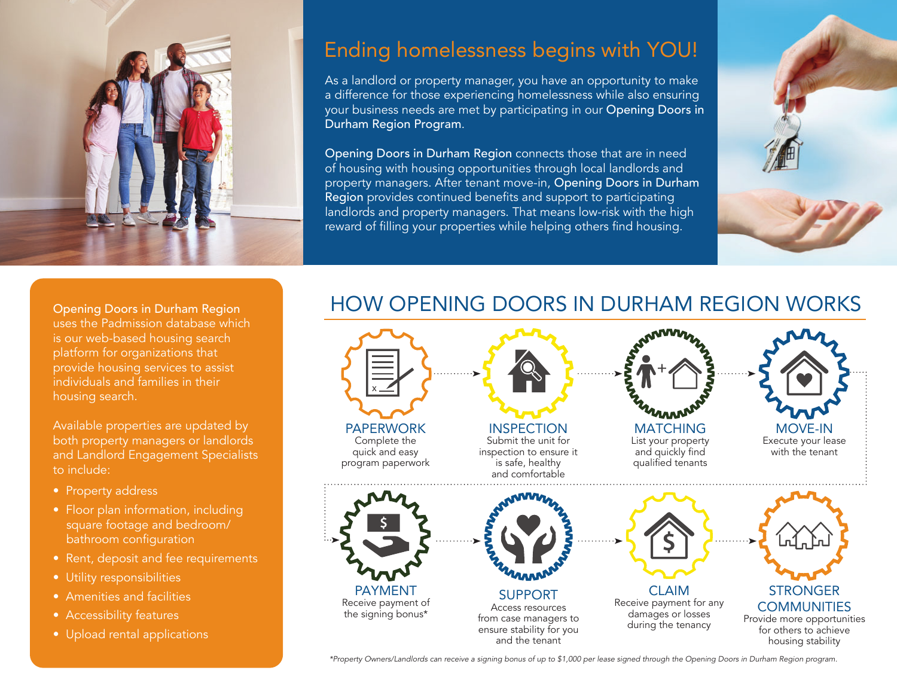# Ending homelessness begins with YOU!

As a landlord or property manager, you have an opportunity to make a difference for those experiencing homelessness while also ensuring your business needs are met by participating in our **Opening Doors in Durham Region Program**.

**Opening Doors in Durham Region** connects those that are in need of housing with housing opportunities through local landlords and property managers. After tenant move-in, **Opening Doors in Durham Region** provides continued benefits and support to participating landlords and property managers. That means low-risk with the high reward of filling your properties while helping others find housing.

**Opening Doors in Durham Region** uses the Padmission database which is our web-based housing search platform for organizations that provide housing services to assist individuals and families in their housing search.

Available properties are updated by both property managers or landlords and Landlord Engagement Specialists to include:

- Property address
- Floor plan information, including square footage and bedroom/ bathroom configuration
- Rent, deposit and fee requirements
- Utility responsibilities
- Amenities and facilities
- Accessibility features
- Upload rental applications

## HOW OPENING DOORS IN DURHAM REGION WORKS

**PAPERWORK**
Complete the quick and easy program paperwork

**INSPECTION**
Submit the unit for inspection to ensure it is safe, healthy and comfortable

**MATCHING**
List your property and quickly find qualified tenants

**MOVE-IN**
Execute your lease with the tenant

**PAYMENT**
Receive payment of the signing bonus*

**SUPPORT**
Access resources from case managers to ensure stability for you and the tenant

**CLAIM**
Receive payment for any damages or losses during the tenancy

**STRONGER COMMUNITIES**
Provide more opportunities for others to achieve housing stability

*\*Property Owners/Landlords can receive a signing bonus of up to $1,000 per lease signed through the Opening Doors in Durham Region program.*